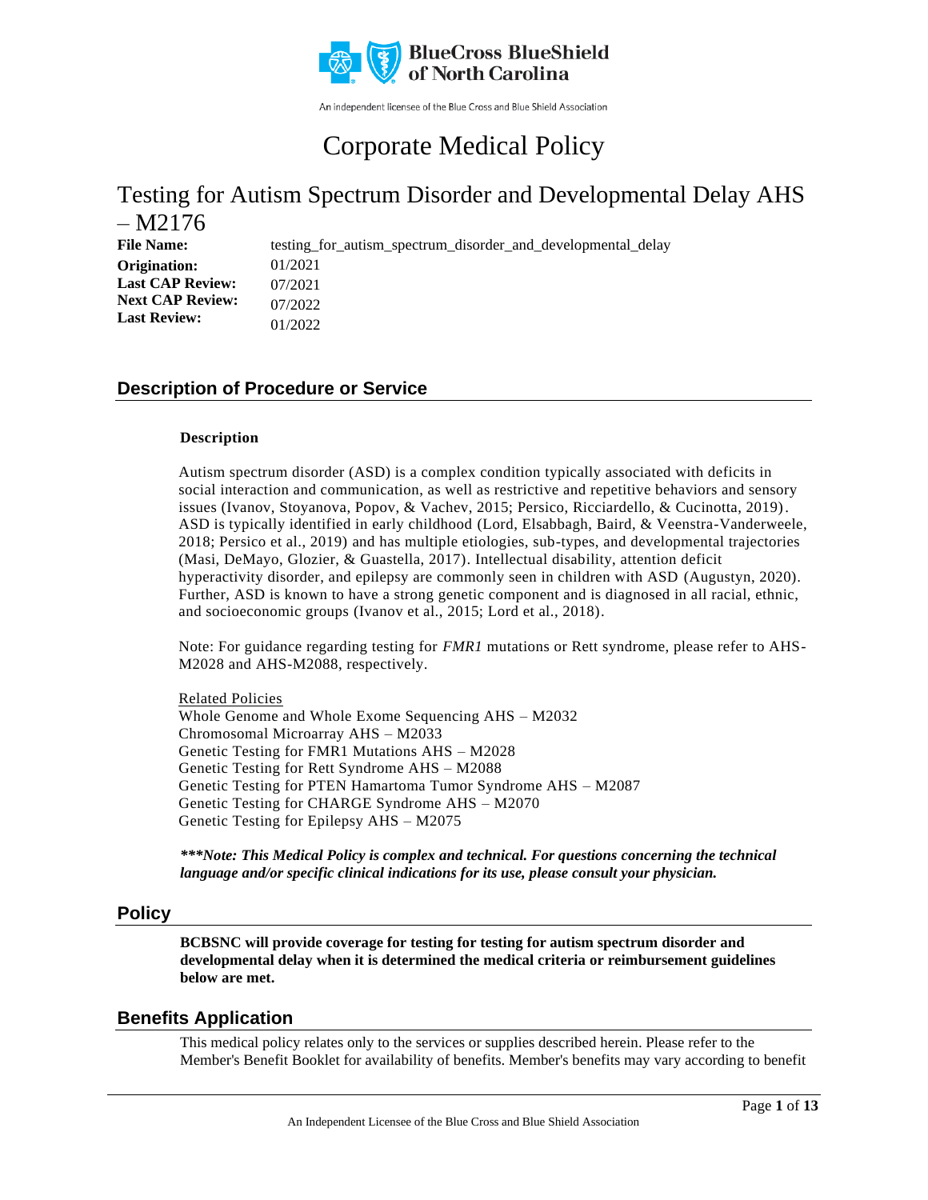# Corporate Medical Policy

## Testing for Autism Spectrum Disorder and Developmental Delay AHS – M2176

**File Name:** testing_for_autism_spectrum_disorder_and_developmental_delay
**Origination:** 01/2021
**Last CAP Review:** 07/2021
**Next CAP Review:** 07/2022
**Last Review:** 01/2022

## Description of Procedure or Service

**Description**

Autism spectrum disorder (ASD) is a complex condition typically associated with deficits in social interaction and communication, as well as restrictive and repetitive behaviors and sensory issues (Ivanov, Stoyanova, Popov, & Vachev, 2015; Persico, Ricciardello, & Cucinotta, 2019). ASD is typically identified in early childhood (Lord, Elsabbagh, Baird, & Veenstra-Vanderweele, 2018; Persico et al., 2019) and has multiple etiologies, sub-types, and developmental trajectories (Masi, DeMayo, Glozier, & Guastella, 2017). Intellectual disability, attention deficit hyperactivity disorder, and epilepsy are commonly seen in children with ASD (Augustyn, 2020). Further, ASD is known to have a strong genetic component and is diagnosed in all racial, ethnic, and socioeconomic groups (Ivanov et al., 2015; Lord et al., 2018).

Note: For guidance regarding testing for *FMR1* mutations or Rett syndrome, please refer to AHS-M2028 and AHS-M2088, respectively.

Related Policies
Whole Genome and Whole Exome Sequencing AHS – M2032
Chromosomal Microarray AHS – M2033
Genetic Testing for FMR1 Mutations AHS – M2028
Genetic Testing for Rett Syndrome AHS – M2088
Genetic Testing for PTEN Hamartoma Tumor Syndrome AHS – M2087
Genetic Testing for CHARGE Syndrome AHS – M2070
Genetic Testing for Epilepsy AHS – M2075

***\*\*\*Note: This Medical Policy is complex and technical. For questions concerning the technical language and/or specific clinical indications for its use, please consult your physician.***

## Policy

**BCBSNC will provide coverage for testing for testing for autism spectrum disorder and developmental delay when it is determined the medical criteria or reimbursement guidelines below are met.**

## Benefits Application

This medical policy relates only to the services or supplies described herein. Please refer to the Member's Benefit Booklet for availability of benefits. Member's benefits may vary according to benefit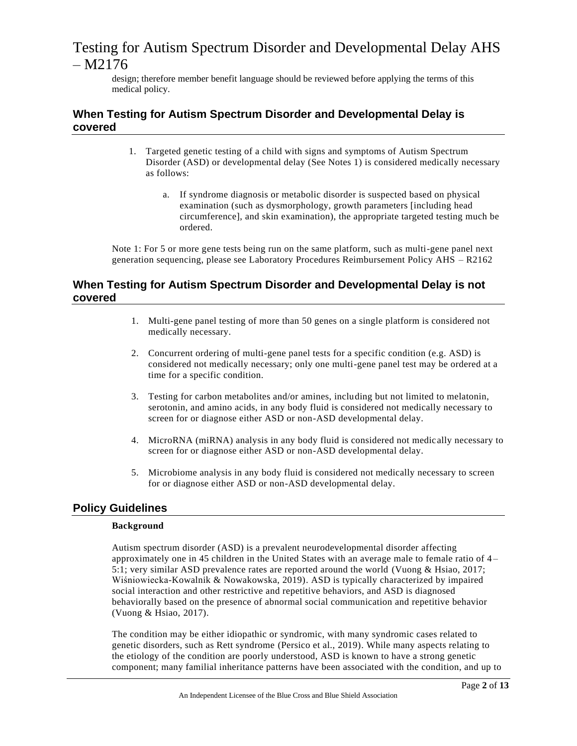design; therefore member benefit language should be reviewed before applying the terms of this medical policy.

## When Testing for Autism Spectrum Disorder and Developmental Delay is covered

1. Targeted genetic testing of a child with signs and symptoms of Autism Spectrum Disorder (ASD) or developmental delay (See Notes 1) is considered medically necessary as follows:

   a. If syndrome diagnosis or metabolic disorder is suspected based on physical examination (such as dysmorphology, growth parameters [including head circumference], and skin examination), the appropriate targeted testing much be ordered.

Note 1: For 5 or more gene tests being run on the same platform, such as multi-gene panel next generation sequencing, please see Laboratory Procedures Reimbursement Policy AHS – R2162

## When Testing for Autism Spectrum Disorder and Developmental Delay is not covered

1. Multi-gene panel testing of more than 50 genes on a single platform is considered not medically necessary.

2. Concurrent ordering of multi-gene panel tests for a specific condition (e.g. ASD) is considered not medically necessary; only one multi-gene panel test may be ordered at a time for a specific condition.

3. Testing for carbon metabolites and/or amines, including but not limited to melatonin, serotonin, and amino acids, in any body fluid is considered not medically necessary to screen for or diagnose either ASD or non-ASD developmental delay.

4. MicroRNA (miRNA) analysis in any body fluid is considered not medically necessary to screen for or diagnose either ASD or non-ASD developmental delay.

5. Microbiome analysis in any body fluid is considered not medically necessary to screen for or diagnose either ASD or non-ASD developmental delay.

## Policy Guidelines

**Background**

Autism spectrum disorder (ASD) is a prevalent neurodevelopmental disorder affecting approximately one in 45 children in the United States with an average male to female ratio of 4–5:1; very similar ASD prevalence rates are reported around the world (Vuong & Hsiao, 2017; Wiśniowiecka-Kowalnik & Nowakowska, 2019). ASD is typically characterized by impaired social interaction and other restrictive and repetitive behaviors, and ASD is diagnosed behaviorally based on the presence of abnormal social communication and repetitive behavior (Vuong & Hsiao, 2017).

The condition may be either idiopathic or syndromic, with many syndromic cases related to genetic disorders, such as Rett syndrome (Persico et al., 2019). While many aspects relating to the etiology of the condition are poorly understood, ASD is known to have a strong genetic component; many familial inheritance patterns have been associated with the condition, and up to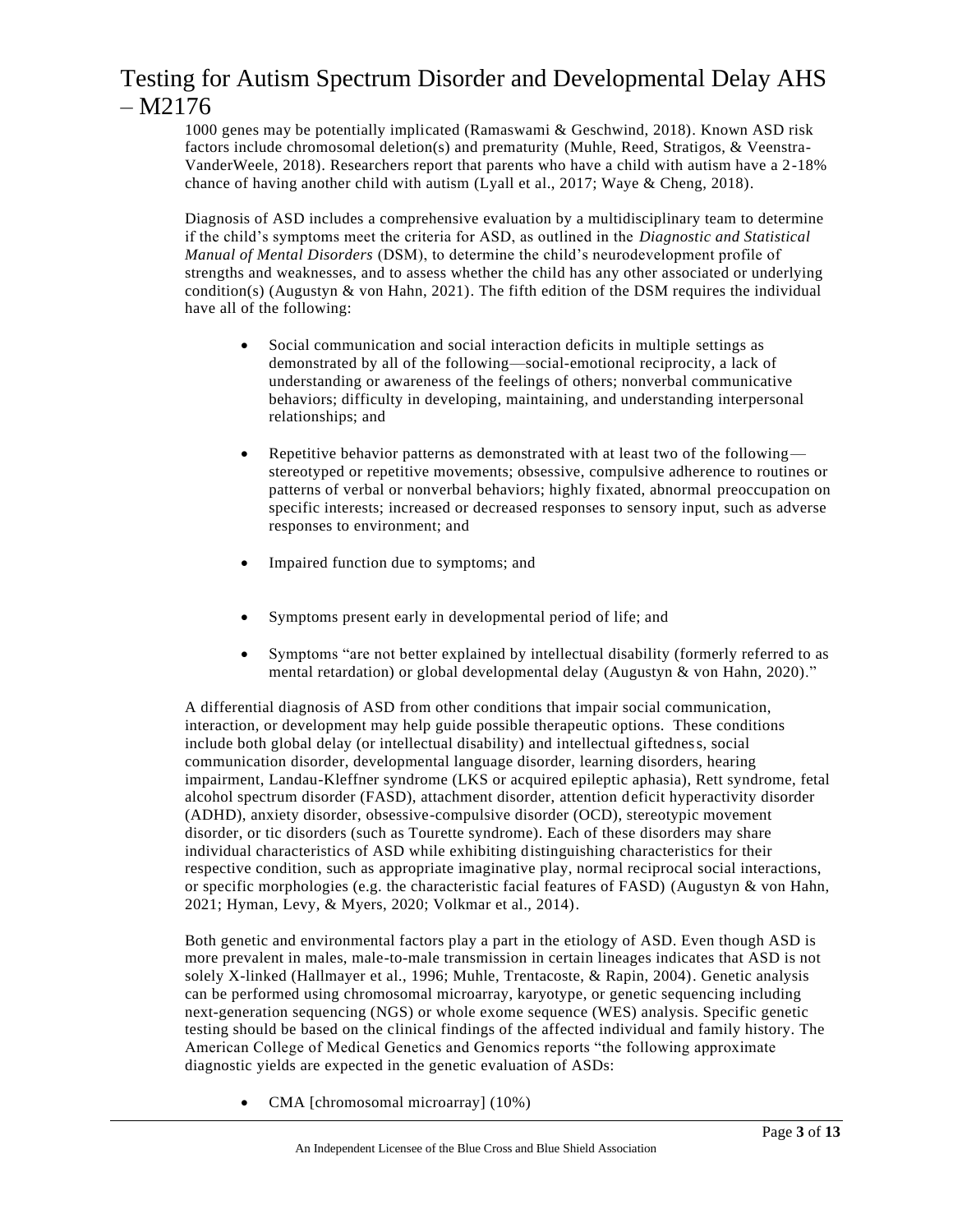1000 genes may be potentially implicated (Ramaswami & Geschwind, 2018). Known ASD risk factors include chromosomal deletion(s) and prematurity (Muhle, Reed, Stratigos, & Veenstra-VanderWeele, 2018). Researchers report that parents who have a child with autism have a 2-18% chance of having another child with autism (Lyall et al., 2017; Waye & Cheng, 2018).

Diagnosis of ASD includes a comprehensive evaluation by a multidisciplinary team to determine if the child's symptoms meet the criteria for ASD, as outlined in the *Diagnostic and Statistical Manual of Mental Disorders* (DSM), to determine the child's neurodevelopment profile of strengths and weaknesses, and to assess whether the child has any other associated or underlying condition(s) (Augustyn & von Hahn, 2021). The fifth edition of the DSM requires the individual have all of the following:

- Social communication and social interaction deficits in multiple settings as demonstrated by all of the following—social-emotional reciprocity, a lack of understanding or awareness of the feelings of others; nonverbal communicative behaviors; difficulty in developing, maintaining, and understanding interpersonal relationships; and
- Repetitive behavior patterns as demonstrated with at least two of the following—stereotyped or repetitive movements; obsessive, compulsive adherence to routines or patterns of verbal or nonverbal behaviors; highly fixated, abnormal preoccupation on specific interests; increased or decreased responses to sensory input, such as adverse responses to environment; and
- Impaired function due to symptoms; and
- Symptoms present early in developmental period of life; and
- Symptoms "are not better explained by intellectual disability (formerly referred to as mental retardation) or global developmental delay (Augustyn & von Hahn, 2020)."

A differential diagnosis of ASD from other conditions that impair social communication, interaction, or development may help guide possible therapeutic options. These conditions include both global delay (or intellectual disability) and intellectual giftedness, social communication disorder, developmental language disorder, learning disorders, hearing impairment, Landau-Kleffner syndrome (LKS or acquired epileptic aphasia), Rett syndrome, fetal alcohol spectrum disorder (FASD), attachment disorder, attention deficit hyperactivity disorder (ADHD), anxiety disorder, obsessive-compulsive disorder (OCD), stereotypic movement disorder, or tic disorders (such as Tourette syndrome). Each of these disorders may share individual characteristics of ASD while exhibiting distinguishing characteristics for their respective condition, such as appropriate imaginative play, normal reciprocal social interactions, or specific morphologies (e.g. the characteristic facial features of FASD) (Augustyn & von Hahn, 2021; Hyman, Levy, & Myers, 2020; Volkmar et al., 2014).

Both genetic and environmental factors play a part in the etiology of ASD. Even though ASD is more prevalent in males, male-to-male transmission in certain lineages indicates that ASD is not solely X-linked (Hallmayer et al., 1996; Muhle, Trentacoste, & Rapin, 2004). Genetic analysis can be performed using chromosomal microarray, karyotype, or genetic sequencing including next-generation sequencing (NGS) or whole exome sequence (WES) analysis. Specific genetic testing should be based on the clinical findings of the affected individual and family history. The American College of Medical Genetics and Genomics reports "the following approximate diagnostic yields are expected in the genetic evaluation of ASDs:

- CMA [chromosomal microarray] (10%)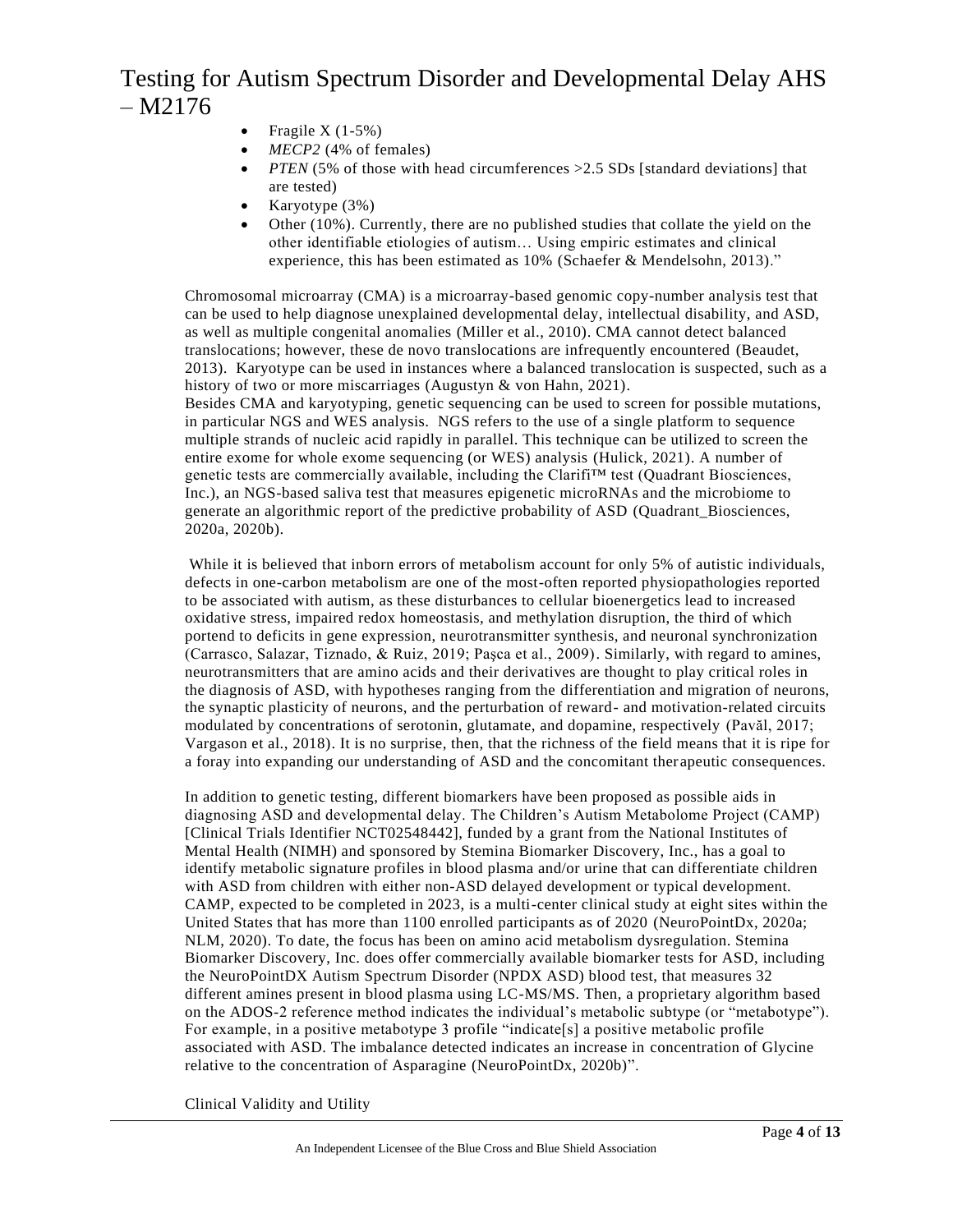- Fragile X (1-5%)
- *MECP2* (4% of females)
- *PTEN* (5% of those with head circumferences >2.5 SDs [standard deviations] that are tested)
- Karyotype (3%)
- Other (10%). Currently, there are no published studies that collate the yield on the other identifiable etiologies of autism… Using empiric estimates and clinical experience, this has been estimated as 10% (Schaefer & Mendelsohn, 2013)."

Chromosomal microarray (CMA) is a microarray-based genomic copy-number analysis test that can be used to help diagnose unexplained developmental delay, intellectual disability, and ASD, as well as multiple congenital anomalies (Miller et al., 2010). CMA cannot detect balanced translocations; however, these de novo translocations are infrequently encountered (Beaudet, 2013). Karyotype can be used in instances where a balanced translocation is suspected, such as a history of two or more miscarriages (Augustyn & von Hahn, 2021).
Besides CMA and karyotyping, genetic sequencing can be used to screen for possible mutations, in particular NGS and WES analysis. NGS refers to the use of a single platform to sequence multiple strands of nucleic acid rapidly in parallel. This technique can be utilized to screen the entire exome for whole exome sequencing (or WES) analysis (Hulick, 2021). A number of genetic tests are commercially available, including the Clarifi™ test (Quadrant Biosciences, Inc.), an NGS-based saliva test that measures epigenetic microRNAs and the microbiome to generate an algorithmic report of the predictive probability of ASD (Quadrant_Biosciences, 2020a, 2020b).

While it is believed that inborn errors of metabolism account for only 5% of autistic individuals, defects in one-carbon metabolism are one of the most-often reported physiopathologies reported to be associated with autism, as these disturbances to cellular bioenergetics lead to increased oxidative stress, impaired redox homeostasis, and methylation disruption, the third of which portend to deficits in gene expression, neurotransmitter synthesis, and neuronal synchronization (Carrasco, Salazar, Tiznado, & Ruiz, 2019; Paşca et al., 2009). Similarly, with regard to amines, neurotransmitters that are amino acids and their derivatives are thought to play critical roles in the diagnosis of ASD, with hypotheses ranging from the differentiation and migration of neurons, the synaptic plasticity of neurons, and the perturbation of reward- and motivation-related circuits modulated by concentrations of serotonin, glutamate, and dopamine, respectively (Pavăl, 2017; Vargason et al., 2018). It is no surprise, then, that the richness of the field means that it is ripe for a foray into expanding our understanding of ASD and the concomitant therapeutic consequences.

In addition to genetic testing, different biomarkers have been proposed as possible aids in diagnosing ASD and developmental delay. The Children's Autism Metabolome Project (CAMP) [Clinical Trials Identifier NCT02548442], funded by a grant from the National Institutes of Mental Health (NIMH) and sponsored by Stemina Biomarker Discovery, Inc., has a goal to identify metabolic signature profiles in blood plasma and/or urine that can differentiate children with ASD from children with either non-ASD delayed development or typical development. CAMP, expected to be completed in 2023, is a multi-center clinical study at eight sites within the United States that has more than 1100 enrolled participants as of 2020 (NeuroPointDx, 2020a; NLM, 2020). To date, the focus has been on amino acid metabolism dysregulation. Stemina Biomarker Discovery, Inc. does offer commercially available biomarker tests for ASD, including the NeuroPointDX Autism Spectrum Disorder (NPDX ASD) blood test, that measures 32 different amines present in blood plasma using LC-MS/MS. Then, a proprietary algorithm based on the ADOS-2 reference method indicates the individual's metabolic subtype (or "metabotype"). For example, in a positive metabotype 3 profile "indicate[s] a positive metabolic profile associated with ASD. The imbalance detected indicates an increase in concentration of Glycine relative to the concentration of Asparagine (NeuroPointDx, 2020b)".

Clinical Validity and Utility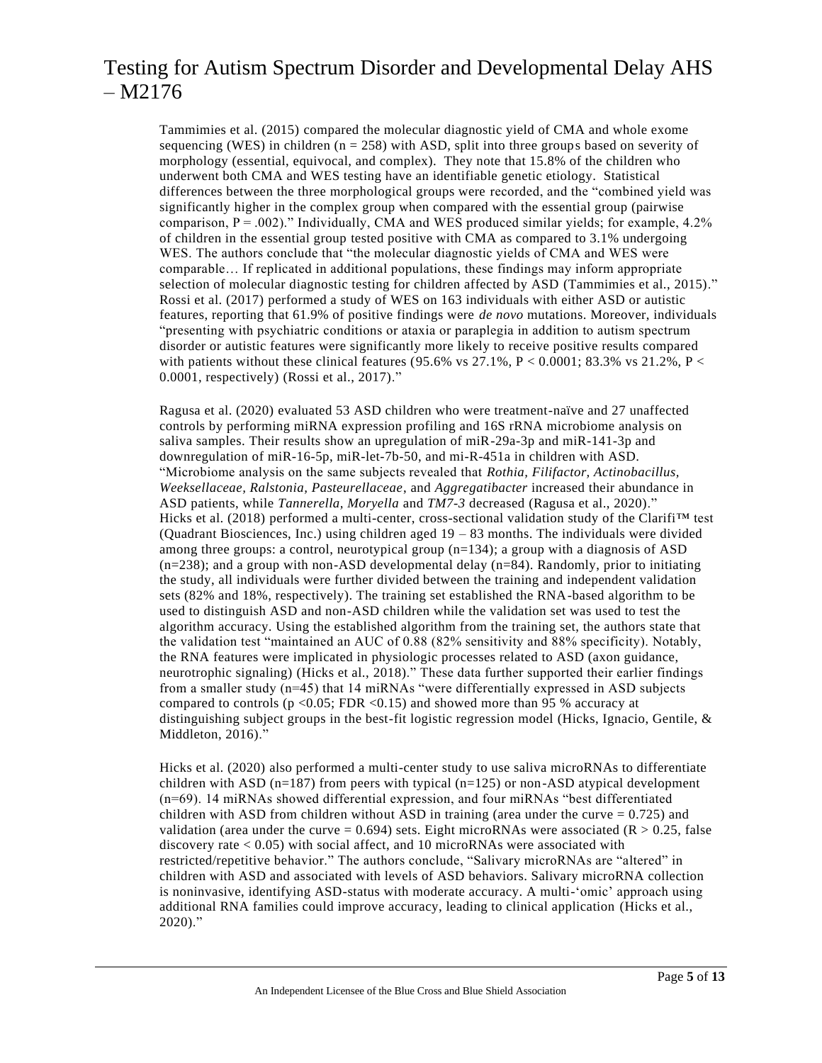Tammimies et al. (2015) compared the molecular diagnostic yield of CMA and whole exome sequencing (WES) in children (n = 258) with ASD, split into three groups based on severity of morphology (essential, equivocal, and complex). They note that 15.8% of the children who underwent both CMA and WES testing have an identifiable genetic etiology. Statistical differences between the three morphological groups were recorded, and the "combined yield was significantly higher in the complex group when compared with the essential group (pairwise comparison, P = .002)." Individually, CMA and WES produced similar yields; for example, 4.2% of children in the essential group tested positive with CMA as compared to 3.1% undergoing WES. The authors conclude that "the molecular diagnostic yields of CMA and WES were comparable… If replicated in additional populations, these findings may inform appropriate selection of molecular diagnostic testing for children affected by ASD (Tammimies et al., 2015)." Rossi et al. (2017) performed a study of WES on 163 individuals with either ASD or autistic features, reporting that 61.9% of positive findings were *de novo* mutations. Moreover, individuals "presenting with psychiatric conditions or ataxia or paraplegia in addition to autism spectrum disorder or autistic features were significantly more likely to receive positive results compared with patients without these clinical features (95.6% vs 27.1%, P < 0.0001; 83.3% vs 21.2%, P < 0.0001, respectively) (Rossi et al., 2017)."

Ragusa et al. (2020) evaluated 53 ASD children who were treatment-naïve and 27 unaffected controls by performing miRNA expression profiling and 16S rRNA microbiome analysis on saliva samples. Their results show an upregulation of miR-29a-3p and miR-141-3p and downregulation of miR-16-5p, miR-let-7b-50, and mi-R-451a in children with ASD. "Microbiome analysis on the same subjects revealed that *Rothia, Filifactor, Actinobacillus, Weeksellaceae, Ralstonia, Pasteurellaceae*, and *Aggregatibacter* increased their abundance in ASD patients, while *Tannerella, Moryella* and *TM7-3* decreased (Ragusa et al., 2020)." Hicks et al. (2018) performed a multi-center, cross-sectional validation study of the Clarifi™ test (Quadrant Biosciences, Inc.) using children aged 19 – 83 months. The individuals were divided among three groups: a control, neurotypical group (n=134); a group with a diagnosis of ASD (n=238); and a group with non-ASD developmental delay (n=84). Randomly, prior to initiating the study, all individuals were further divided between the training and independent validation sets (82% and 18%, respectively). The training set established the RNA-based algorithm to be used to distinguish ASD and non-ASD children while the validation set was used to test the algorithm accuracy. Using the established algorithm from the training set, the authors state that the validation test "maintained an AUC of 0.88 (82% sensitivity and 88% specificity). Notably, the RNA features were implicated in physiologic processes related to ASD (axon guidance, neurotrophic signaling) (Hicks et al., 2018)." These data further supported their earlier findings from a smaller study (n=45) that 14 miRNAs "were differentially expressed in ASD subjects compared to controls (p <0.05; FDR <0.15) and showed more than 95 % accuracy at distinguishing subject groups in the best-fit logistic regression model (Hicks, Ignacio, Gentile, & Middleton, 2016)."

Hicks et al. (2020) also performed a multi-center study to use saliva microRNAs to differentiate children with ASD (n=187) from peers with typical (n=125) or non-ASD atypical development (n=69). 14 miRNAs showed differential expression, and four miRNAs "best differentiated children with ASD from children without ASD in training (area under the curve = 0.725) and validation (area under the curve = 0.694) sets. Eight microRNAs were associated (R > 0.25, false discovery rate < 0.05) with social affect, and 10 microRNAs were associated with restricted/repetitive behavior." The authors conclude, "Salivary microRNAs are "altered" in children with ASD and associated with levels of ASD behaviors. Salivary microRNA collection is noninvasive, identifying ASD-status with moderate accuracy. A multi-'omic' approach using additional RNA families could improve accuracy, leading to clinical application (Hicks et al., 2020)."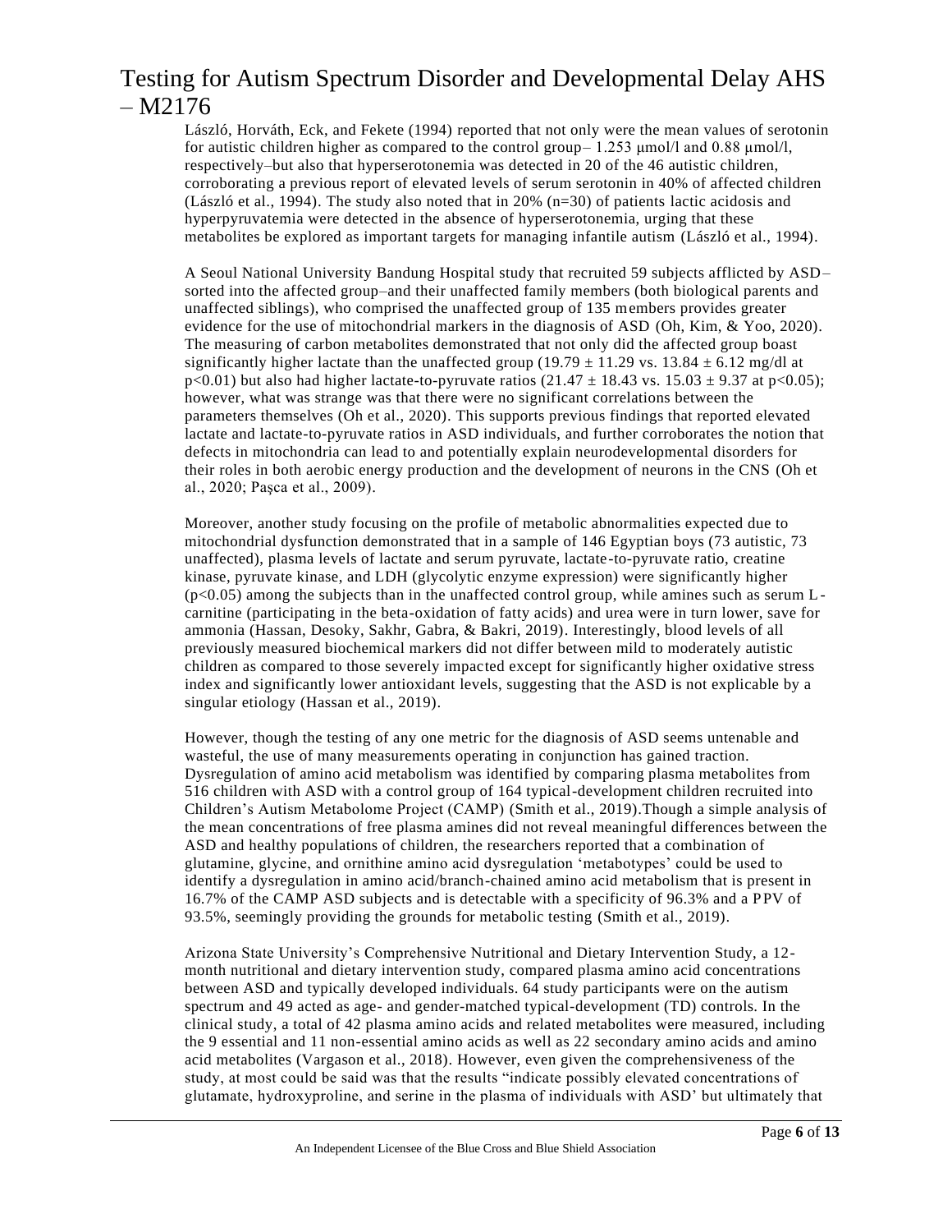László, Horváth, Eck, and Fekete (1994) reported that not only were the mean values of serotonin for autistic children higher as compared to the control group– 1.253 μmol/l and 0.88 μmol/l, respectively–but also that hyperserotonemia was detected in 20 of the 46 autistic children, corroborating a previous report of elevated levels of serum serotonin in 40% of affected children (László et al., 1994). The study also noted that in 20% (n=30) of patients lactic acidosis and hyperpyruvatemia were detected in the absence of hyperserotonemia, urging that these metabolites be explored as important targets for managing infantile autism (László et al., 1994).

A Seoul National University Bandung Hospital study that recruited 59 subjects afflicted by ASD–sorted into the affected group–and their unaffected family members (both biological parents and unaffected siblings), who comprised the unaffected group of 135 members provides greater evidence for the use of mitochondrial markers in the diagnosis of ASD (Oh, Kim, & Yoo, 2020). The measuring of carbon metabolites demonstrated that not only did the affected group boast significantly higher lactate than the unaffected group ($19.79 \pm 11.29$ vs. $13.84 \pm 6.12$ mg/dl at $p<0.01$) but also had higher lactate-to-pyruvate ratios ($21.47 \pm 18.43$ vs. $15.03 \pm 9.37$ at $p<0.05$); however, what was strange was that there were no significant correlations between the parameters themselves (Oh et al., 2020). This supports previous findings that reported elevated lactate and lactate-to-pyruvate ratios in ASD individuals, and further corroborates the notion that defects in mitochondria can lead to and potentially explain neurodevelopmental disorders for their roles in both aerobic energy production and the development of neurons in the CNS (Oh et al., 2020; Paşca et al., 2009).

Moreover, another study focusing on the profile of metabolic abnormalities expected due to mitochondrial dysfunction demonstrated that in a sample of 146 Egyptian boys (73 autistic, 73 unaffected), plasma levels of lactate and serum pyruvate, lactate-to-pyruvate ratio, creatine kinase, pyruvate kinase, and LDH (glycolytic enzyme expression) were significantly higher ($p<0.05$) among the subjects than in the unaffected control group, while amines such as serum L-carnitine (participating in the beta-oxidation of fatty acids) and urea were in turn lower, save for ammonia (Hassan, Desoky, Sakhr, Gabra, & Bakri, 2019). Interestingly, blood levels of all previously measured biochemical markers did not differ between mild to moderately autistic children as compared to those severely impacted except for significantly higher oxidative stress index and significantly lower antioxidant levels, suggesting that the ASD is not explicable by a singular etiology (Hassan et al., 2019).

However, though the testing of any one metric for the diagnosis of ASD seems untenable and wasteful, the use of many measurements operating in conjunction has gained traction. Dysregulation of amino acid metabolism was identified by comparing plasma metabolites from 516 children with ASD with a control group of 164 typical-development children recruited into Children's Autism Metabolome Project (CAMP) (Smith et al., 2019).Though a simple analysis of the mean concentrations of free plasma amines did not reveal meaningful differences between the ASD and healthy populations of children, the researchers reported that a combination of glutamine, glycine, and ornithine amino acid dysregulation 'metabotypes' could be used to identify a dysregulation in amino acid/branch-chained amino acid metabolism that is present in 16.7% of the CAMP ASD subjects and is detectable with a specificity of 96.3% and a PPV of 93.5%, seemingly providing the grounds for metabolic testing (Smith et al., 2019).

Arizona State University's Comprehensive Nutritional and Dietary Intervention Study, a 12-month nutritional and dietary intervention study, compared plasma amino acid concentrations between ASD and typically developed individuals. 64 study participants were on the autism spectrum and 49 acted as age- and gender-matched typical-development (TD) controls. In the clinical study, a total of 42 plasma amino acids and related metabolites were measured, including the 9 essential and 11 non-essential amino acids as well as 22 secondary amino acids and amino acid metabolites (Vargason et al., 2018). However, even given the comprehensiveness of the study, at most could be said was that the results "indicate possibly elevated concentrations of glutamate, hydroxyproline, and serine in the plasma of individuals with ASD' but ultimately that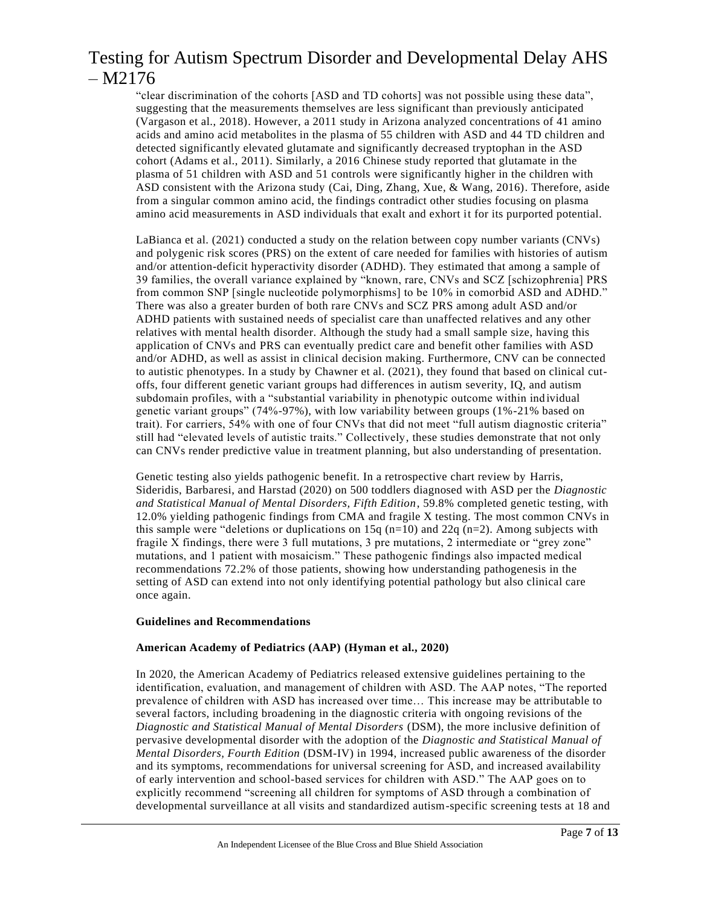"clear discrimination of the cohorts [ASD and TD cohorts] was not possible using these data", suggesting that the measurements themselves are less significant than previously anticipated (Vargason et al., 2018). However, a 2011 study in Arizona analyzed concentrations of 41 amino acids and amino acid metabolites in the plasma of 55 children with ASD and 44 TD children and detected significantly elevated glutamate and significantly decreased tryptophan in the ASD cohort (Adams et al., 2011). Similarly, a 2016 Chinese study reported that glutamate in the plasma of 51 children with ASD and 51 controls were significantly higher in the children with ASD consistent with the Arizona study (Cai, Ding, Zhang, Xue, & Wang, 2016). Therefore, aside from a singular common amino acid, the findings contradict other studies focusing on plasma amino acid measurements in ASD individuals that exalt and exhort it for its purported potential.

LaBianca et al. (2021) conducted a study on the relation between copy number variants (CNVs) and polygenic risk scores (PRS) on the extent of care needed for families with histories of autism and/or attention-deficit hyperactivity disorder (ADHD). They estimated that among a sample of 39 families, the overall variance explained by "known, rare, CNVs and SCZ [schizophrenia] PRS from common SNP [single nucleotide polymorphisms] to be 10% in comorbid ASD and ADHD." There was also a greater burden of both rare CNVs and SCZ PRS among adult ASD and/or ADHD patients with sustained needs of specialist care than unaffected relatives and any other relatives with mental health disorder. Although the study had a small sample size, having this application of CNVs and PRS can eventually predict care and benefit other families with ASD and/or ADHD, as well as assist in clinical decision making. Furthermore, CNV can be connected to autistic phenotypes. In a study by Chawner et al. (2021), they found that based on clinical cut-offs, four different genetic variant groups had differences in autism severity, IQ, and autism subdomain profiles, with a "substantial variability in phenotypic outcome within individual genetic variant groups" (74%-97%), with low variability between groups (1%-21% based on trait). For carriers, 54% with one of four CNVs that did not meet "full autism diagnostic criteria" still had "elevated levels of autistic traits." Collectively, these studies demonstrate that not only can CNVs render predictive value in treatment planning, but also understanding of presentation.

Genetic testing also yields pathogenic benefit. In a retrospective chart review by Harris, Sideridis, Barbaresi, and Harstad (2020) on 500 toddlers diagnosed with ASD per the *Diagnostic and Statistical Manual of Mental Disorders, Fifth Edition*, 59.8% completed genetic testing, with 12.0% yielding pathogenic findings from CMA and fragile X testing. The most common CNVs in this sample were "deletions or duplications on 15q (n=10) and 22q (n=2). Among subjects with fragile X findings, there were 3 full mutations, 3 pre mutations, 2 intermediate or "grey zone" mutations, and 1 patient with mosaicism." These pathogenic findings also impacted medical recommendations 72.2% of those patients, showing how understanding pathogenesis in the setting of ASD can extend into not only identifying potential pathology but also clinical care once again.

**Guidelines and Recommendations**

**American Academy of Pediatrics (AAP) (Hyman et al., 2020)**

In 2020, the American Academy of Pediatrics released extensive guidelines pertaining to the identification, evaluation, and management of children with ASD. The AAP notes, "The reported prevalence of children with ASD has increased over time… This increase may be attributable to several factors, including broadening in the diagnostic criteria with ongoing revisions of the *Diagnostic and Statistical Manual of Mental Disorders* (DSM), the more inclusive definition of pervasive developmental disorder with the adoption of the *Diagnostic and Statistical Manual of Mental Disorders, Fourth Edition* (DSM-IV) in 1994, increased public awareness of the disorder and its symptoms, recommendations for universal screening for ASD, and increased availability of early intervention and school-based services for children with ASD." The AAP goes on to explicitly recommend "screening all children for symptoms of ASD through a combination of developmental surveillance at all visits and standardized autism-specific screening tests at 18 and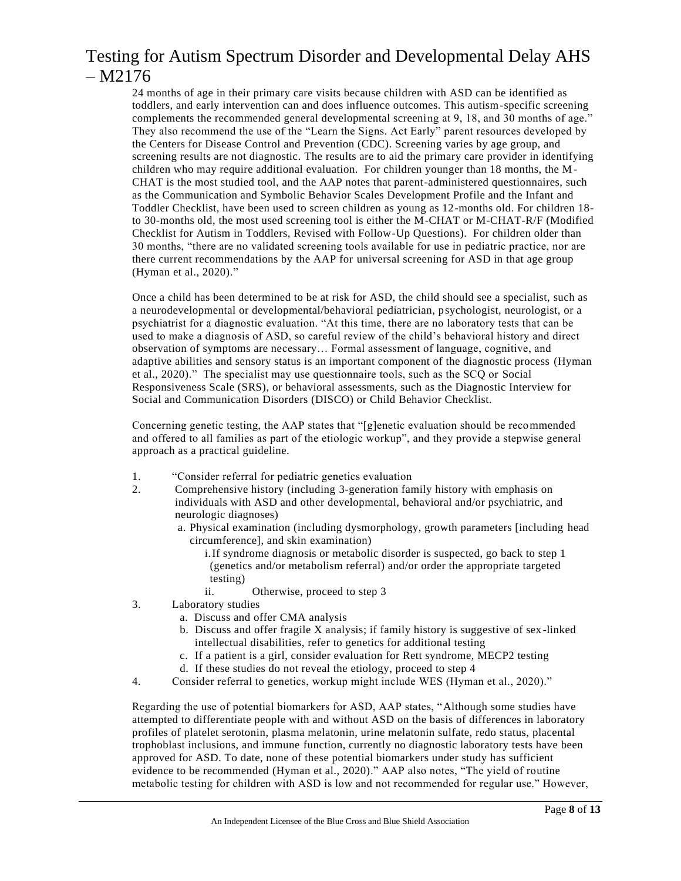24 months of age in their primary care visits because children with ASD can be identified as toddlers, and early intervention can and does influence outcomes. This autism-specific screening complements the recommended general developmental screening at 9, 18, and 30 months of age." They also recommend the use of the "Learn the Signs. Act Early" parent resources developed by the Centers for Disease Control and Prevention (CDC). Screening varies by age group, and screening results are not diagnostic. The results are to aid the primary care provider in identifying children who may require additional evaluation. For children younger than 18 months, the M-CHAT is the most studied tool, and the AAP notes that parent-administered questionnaires, such as the Communication and Symbolic Behavior Scales Development Profile and the Infant and Toddler Checklist, have been used to screen children as young as 12-months old. For children 18- to 30-months old, the most used screening tool is either the M-CHAT or M-CHAT-R/F (Modified Checklist for Autism in Toddlers, Revised with Follow-Up Questions). For children older than 30 months, "there are no validated screening tools available for use in pediatric practice, nor are there current recommendations by the AAP for universal screening for ASD in that age group (Hyman et al., 2020)."

Once a child has been determined to be at risk for ASD, the child should see a specialist, such as a neurodevelopmental or developmental/behavioral pediatrician, psychologist, neurologist, or a psychiatrist for a diagnostic evaluation. "At this time, there are no laboratory tests that can be used to make a diagnosis of ASD, so careful review of the child's behavioral history and direct observation of symptoms are necessary… Formal assessment of language, cognitive, and adaptive abilities and sensory status is an important component of the diagnostic process (Hyman et al., 2020)." The specialist may use questionnaire tools, such as the SCQ or Social Responsiveness Scale (SRS), or behavioral assessments, such as the Diagnostic Interview for Social and Communication Disorders (DISCO) or Child Behavior Checklist.

Concerning genetic testing, the AAP states that "[g]enetic evaluation should be recommended and offered to all families as part of the etiologic workup", and they provide a stepwise general approach as a practical guideline.

1. "Consider referral for pediatric genetics evaluation
2. Comprehensive history (including 3-generation family history with emphasis on individuals with ASD and other developmental, behavioral and/or psychiatric, and neurologic diagnoses)
   a. Physical examination (including dysmorphology, growth parameters [including head circumference], and skin examination)
      i. If syndrome diagnosis or metabolic disorder is suspected, go back to step 1 (genetics and/or metabolism referral) and/or order the appropriate targeted testing)
      ii. Otherwise, proceed to step 3
3. Laboratory studies
   a. Discuss and offer CMA analysis
   b. Discuss and offer fragile X analysis; if family history is suggestive of sex-linked intellectual disabilities, refer to genetics for additional testing
   c. If a patient is a girl, consider evaluation for Rett syndrome, MECP2 testing
   d. If these studies do not reveal the etiology, proceed to step 4
4. Consider referral to genetics, workup might include WES (Hyman et al., 2020)."

Regarding the use of potential biomarkers for ASD, AAP states, "Although some studies have attempted to differentiate people with and without ASD on the basis of differences in laboratory profiles of platelet serotonin, plasma melatonin, urine melatonin sulfate, redo status, placental trophoblast inclusions, and immune function, currently no diagnostic laboratory tests have been approved for ASD. To date, none of these potential biomarkers under study has sufficient evidence to be recommended (Hyman et al., 2020)." AAP also notes, "The yield of routine metabolic testing for children with ASD is low and not recommended for regular use." However,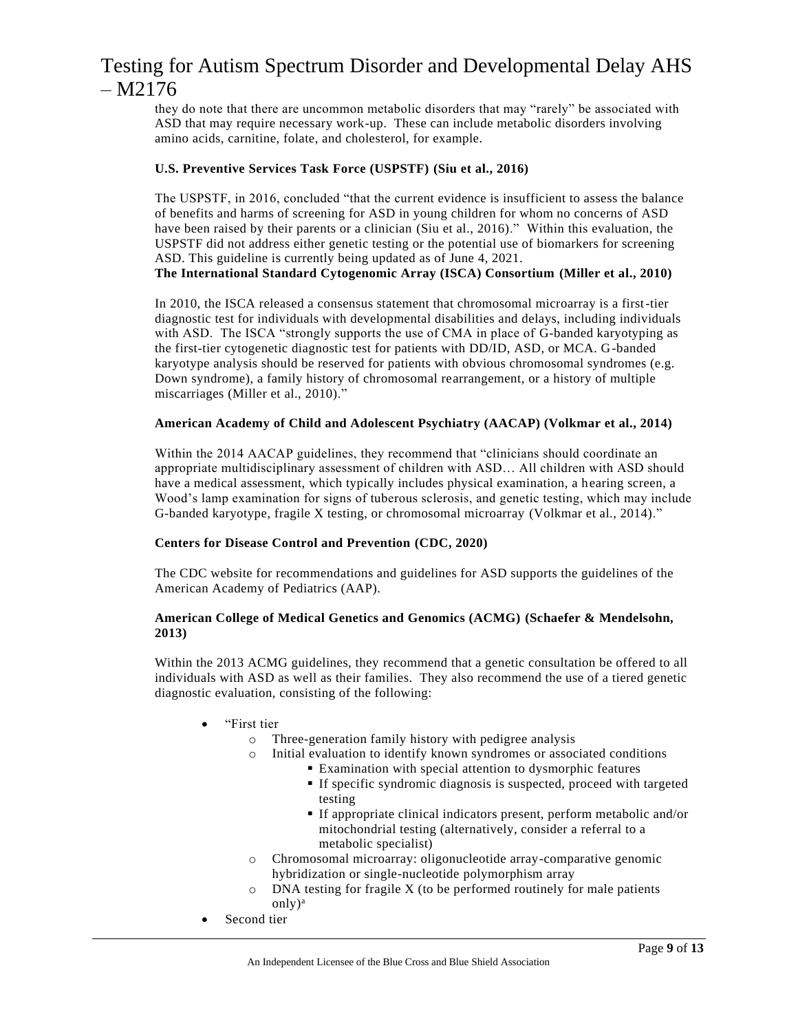they do note that there are uncommon metabolic disorders that may "rarely" be associated with ASD that may require necessary work-up. These can include metabolic disorders involving amino acids, carnitine, folate, and cholesterol, for example.

**U.S. Preventive Services Task Force (USPSTF) (Siu et al., 2016)**

The USPSTF, in 2016, concluded "that the current evidence is insufficient to assess the balance of benefits and harms of screening for ASD in young children for whom no concerns of ASD have been raised by their parents or a clinician (Siu et al., 2016)." Within this evaluation, the USPSTF did not address either genetic testing or the potential use of biomarkers for screening ASD. This guideline is currently being updated as of June 4, 2021.

**The International Standard Cytogenomic Array (ISCA) Consortium (Miller et al., 2010)**

In 2010, the ISCA released a consensus statement that chromosomal microarray is a first-tier diagnostic test for individuals with developmental disabilities and delays, including individuals with ASD. The ISCA "strongly supports the use of CMA in place of G-banded karyotyping as the first-tier cytogenetic diagnostic test for patients with DD/ID, ASD, or MCA. G-banded karyotype analysis should be reserved for patients with obvious chromosomal syndromes (e.g. Down syndrome), a family history of chromosomal rearrangement, or a history of multiple miscarriages (Miller et al., 2010)."

**American Academy of Child and Adolescent Psychiatry (AACAP) (Volkmar et al., 2014)**

Within the 2014 AACAP guidelines, they recommend that "clinicians should coordinate an appropriate multidisciplinary assessment of children with ASD… All children with ASD should have a medical assessment, which typically includes physical examination, a hearing screen, a Wood's lamp examination for signs of tuberous sclerosis, and genetic testing, which may include G-banded karyotype, fragile X testing, or chromosomal microarray (Volkmar et al., 2014)."

**Centers for Disease Control and Prevention (CDC, 2020)**

The CDC website for recommendations and guidelines for ASD supports the guidelines of the American Academy of Pediatrics (AAP).

**American College of Medical Genetics and Genomics (ACMG) (Schaefer & Mendelsohn, 2013)**

Within the 2013 ACMG guidelines, they recommend that a genetic consultation be offered to all individuals with ASD as well as their families. They also recommend the use of a tiered genetic diagnostic evaluation, consisting of the following:

- "First tier
  - Three-generation family history with pedigree analysis
  - Initial evaluation to identify known syndromes or associated conditions
    - Examination with special attention to dysmorphic features
    - If specific syndromic diagnosis is suspected, proceed with targeted testing
    - If appropriate clinical indicators present, perform metabolic and/or mitochondrial testing (alternatively, consider a referral to a metabolic specialist)
  - Chromosomal microarray: oligonucleotide array-comparative genomic hybridization or single-nucleotide polymorphism array
  - DNA testing for fragile X (to be performed routinely for male patients only)[a]
- Second tier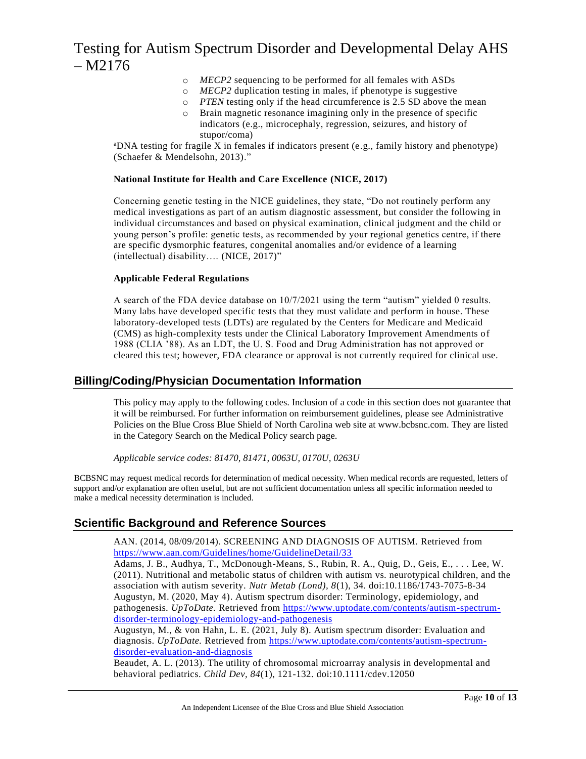- *MECP2* sequencing to be performed for all females with ASDs
- *MECP2* duplication testing in males, if phenotype is suggestive
- *PTEN* testing only if the head circumference is 2.5 SD above the mean
- Brain magnetic resonance imagining only in the presence of specific indicators (e.g., microcephaly, regression, seizures, and history of stupor/coma)

[a]DNA testing for fragile X in females if indicators present (e.g., family history and phenotype) (Schaefer & Mendelsohn, 2013)."

**National Institute for Health and Care Excellence (NICE, 2017)**

Concerning genetic testing in the NICE guidelines, they state, "Do not routinely perform any medical investigations as part of an autism diagnostic assessment, but consider the following in individual circumstances and based on physical examination, clinical judgment and the child or young person's profile: genetic tests, as recommended by your regional genetics centre, if there are specific dysmorphic features, congenital anomalies and/or evidence of a learning (intellectual) disability…. (NICE, 2017)"

**Applicable Federal Regulations**

A search of the FDA device database on 10/7/2021 using the term "autism" yielded 0 results. Many labs have developed specific tests that they must validate and perform in house. These laboratory-developed tests (LDTs) are regulated by the Centers for Medicare and Medicaid (CMS) as high-complexity tests under the Clinical Laboratory Improvement Amendments of 1988 (CLIA '88). As an LDT, the U. S. Food and Drug Administration has not approved or cleared this test; however, FDA clearance or approval is not currently required for clinical use.

## Billing/Coding/Physician Documentation Information

This policy may apply to the following codes. Inclusion of a code in this section does not guarantee that it will be reimbursed. For further information on reimbursement guidelines, please see Administrative Policies on the Blue Cross Blue Shield of North Carolina web site at www.bcbsnc.com. They are listed in the Category Search on the Medical Policy search page.

*Applicable service codes: 81470, 81471, 0063U, 0170U, 0263U*

BCBSNC may request medical records for determination of medical necessity. When medical records are requested, letters of support and/or explanation are often useful, but are not sufficient documentation unless all specific information needed to make a medical necessity determination is included.

## Scientific Background and Reference Sources

AAN. (2014, 08/09/2014). SCREENING AND DIAGNOSIS OF AUTISM. Retrieved from https://www.aan.com/Guidelines/home/GuidelineDetail/33

Adams, J. B., Audhya, T., McDonough-Means, S., Rubin, R. A., Quig, D., Geis, E., . . . Lee, W. (2011). Nutritional and metabolic status of children with autism vs. neurotypical children, and the association with autism severity. *Nutr Metab (Lond), 8*(1), 34. doi:10.1186/1743-7075-8-34

Augustyn, M. (2020, May 4). Autism spectrum disorder: Terminology, epidemiology, and pathogenesis. *UpToDate.* Retrieved from https://www.uptodate.com/contents/autism-spectrum-disorder-terminology-epidemiology-and-pathogenesis

Augustyn, M., & von Hahn, L. E. (2021, July 8). Autism spectrum disorder: Evaluation and diagnosis. *UpToDate.* Retrieved from https://www.uptodate.com/contents/autism-spectrum-disorder-evaluation-and-diagnosis

Beaudet, A. L. (2013). The utility of chromosomal microarray analysis in developmental and behavioral pediatrics. *Child Dev, 84*(1), 121-132. doi:10.1111/cdev.12050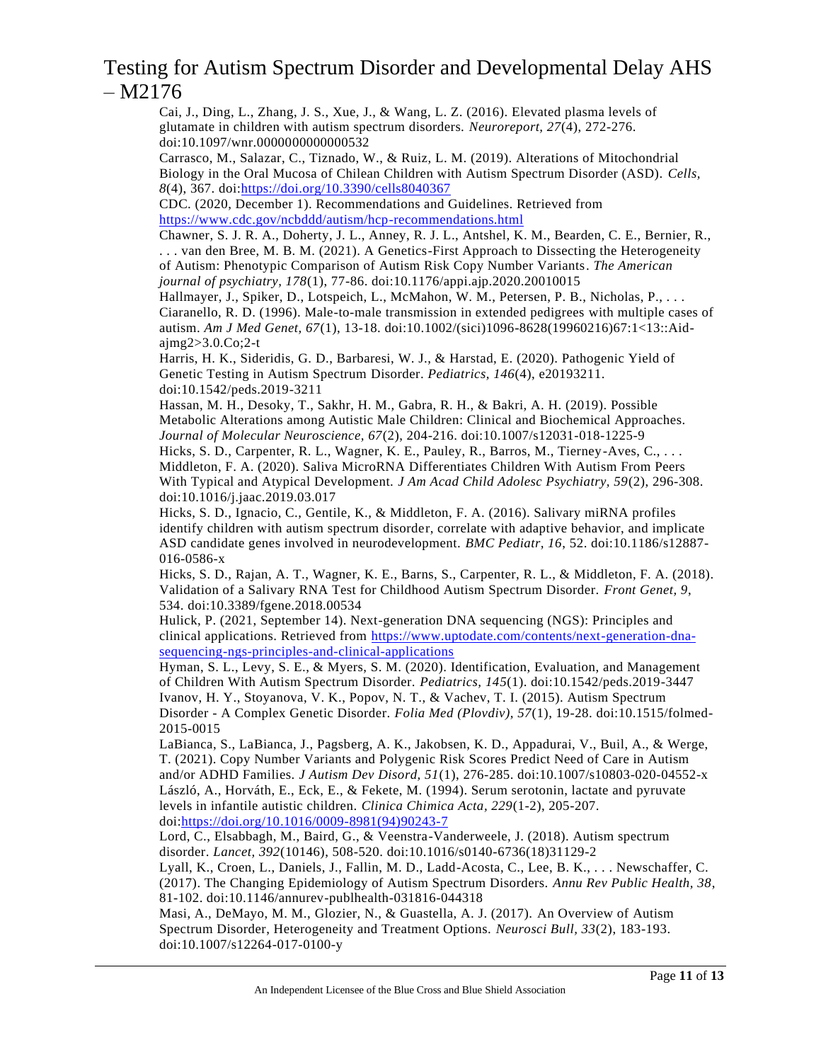Cai, J., Ding, L., Zhang, J. S., Xue, J., & Wang, L. Z. (2016). Elevated plasma levels of glutamate in children with autism spectrum disorders. *Neuroreport, 27*(4), 272-276. doi:10.1097/wnr.0000000000000532

Carrasco, M., Salazar, C., Tiznado, W., & Ruiz, L. M. (2019). Alterations of Mitochondrial Biology in the Oral Mucosa of Chilean Children with Autism Spectrum Disorder (ASD). *Cells, 8*(4), 367. doi:https://doi.org/10.3390/cells8040367

CDC. (2020, December 1). Recommendations and Guidelines. Retrieved from https://www.cdc.gov/ncbddd/autism/hcp-recommendations.html

Chawner, S. J. R. A., Doherty, J. L., Anney, R. J. L., Antshel, K. M., Bearden, C. E., Bernier, R., . . . van den Bree, M. B. M. (2021). A Genetics-First Approach to Dissecting the Heterogeneity of Autism: Phenotypic Comparison of Autism Risk Copy Number Variants. *The American journal of psychiatry, 178*(1), 77-86. doi:10.1176/appi.ajp.2020.20010015

Hallmayer, J., Spiker, D., Lotspeich, L., McMahon, W. M., Petersen, P. B., Nicholas, P., . . . Ciaranello, R. D. (1996). Male-to-male transmission in extended pedigrees with multiple cases of autism. *Am J Med Genet, 67*(1), 13-18. doi:10.1002/(sici)1096-8628(19960216)67:1<13::Aid-ajmg2>3.0.Co;2-t

Harris, H. K., Sideridis, G. D., Barbaresi, W. J., & Harstad, E. (2020). Pathogenic Yield of Genetic Testing in Autism Spectrum Disorder. *Pediatrics, 146*(4), e20193211. doi:10.1542/peds.2019-3211

Hassan, M. H., Desoky, T., Sakhr, H. M., Gabra, R. H., & Bakri, A. H. (2019). Possible Metabolic Alterations among Autistic Male Children: Clinical and Biochemical Approaches. *Journal of Molecular Neuroscience, 67*(2), 204-216. doi:10.1007/s12031-018-1225-9

Hicks, S. D., Carpenter, R. L., Wagner, K. E., Pauley, R., Barros, M., Tierney-Aves, C., . . . Middleton, F. A. (2020). Saliva MicroRNA Differentiates Children With Autism From Peers With Typical and Atypical Development. *J Am Acad Child Adolesc Psychiatry, 59*(2), 296-308. doi:10.1016/j.jaac.2019.03.017

Hicks, S. D., Ignacio, C., Gentile, K., & Middleton, F. A. (2016). Salivary miRNA profiles identify children with autism spectrum disorder, correlate with adaptive behavior, and implicate ASD candidate genes involved in neurodevelopment. *BMC Pediatr, 16*, 52. doi:10.1186/s12887-016-0586-x

Hicks, S. D., Rajan, A. T., Wagner, K. E., Barns, S., Carpenter, R. L., & Middleton, F. A. (2018). Validation of a Salivary RNA Test for Childhood Autism Spectrum Disorder. *Front Genet, 9*, 534. doi:10.3389/fgene.2018.00534

Hulick, P. (2021, September 14). Next-generation DNA sequencing (NGS): Principles and clinical applications. Retrieved from https://www.uptodate.com/contents/next-generation-dna-sequencing-ngs-principles-and-clinical-applications

Hyman, S. L., Levy, S. E., & Myers, S. M. (2020). Identification, Evaluation, and Management of Children With Autism Spectrum Disorder. *Pediatrics, 145*(1). doi:10.1542/peds.2019-3447

Ivanov, H. Y., Stoyanova, V. K., Popov, N. T., & Vachev, T. I. (2015). Autism Spectrum Disorder - A Complex Genetic Disorder. *Folia Med (Plovdiv), 57*(1), 19-28. doi:10.1515/folmed-2015-0015

LaBianca, S., LaBianca, J., Pagsberg, A. K., Jakobsen, K. D., Appadurai, V., Buil, A., & Werge, T. (2021). Copy Number Variants and Polygenic Risk Scores Predict Need of Care in Autism and/or ADHD Families. *J Autism Dev Disord, 51*(1), 276-285. doi:10.1007/s10803-020-04552-x

László, A., Horváth, E., Eck, E., & Fekete, M. (1994). Serum serotonin, lactate and pyruvate levels in infantile autistic children. *Clinica Chimica Acta, 229*(1-2), 205-207. doi:https://doi.org/10.1016/0009-8981(94)90243-7

Lord, C., Elsabbagh, M., Baird, G., & Veenstra-Vanderweele, J. (2018). Autism spectrum disorder. *Lancet, 392*(10146), 508-520. doi:10.1016/s0140-6736(18)31129-2

Lyall, K., Croen, L., Daniels, J., Fallin, M. D., Ladd-Acosta, C., Lee, B. K., . . . Newschaffer, C. (2017). The Changing Epidemiology of Autism Spectrum Disorders. *Annu Rev Public Health, 38*, 81-102. doi:10.1146/annurev-publhealth-031816-044318

Masi, A., DeMayo, M. M., Glozier, N., & Guastella, A. J. (2017). An Overview of Autism Spectrum Disorder, Heterogeneity and Treatment Options. *Neurosci Bull, 33*(2), 183-193. doi:10.1007/s12264-017-0100-y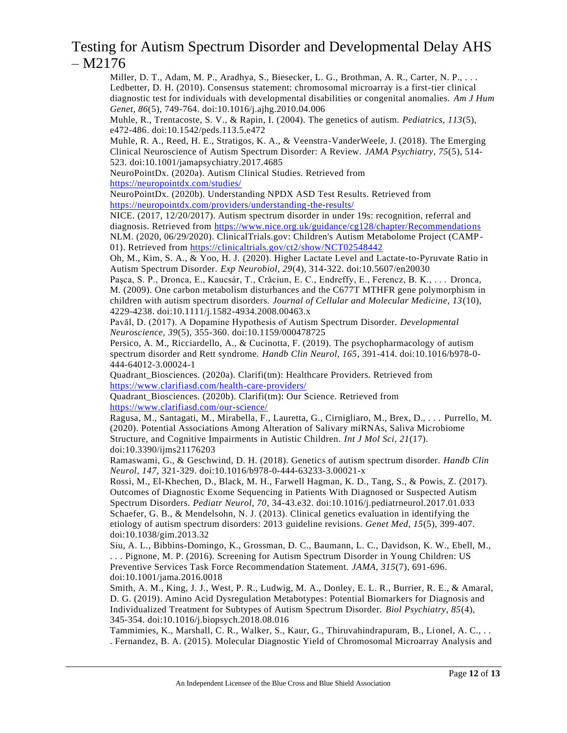Miller, D. T., Adam, M. P., Aradhya, S., Biesecker, L. G., Brothman, A. R., Carter, N. P., . . . Ledbetter, D. H. (2010). Consensus statement: chromosomal microarray is a first-tier clinical diagnostic test for individuals with developmental disabilities or congenital anomalies. *Am J Hum Genet, 86*(5), 749-764. doi:10.1016/j.ajhg.2010.04.006

Muhle, R., Trentacoste, S. V., & Rapin, I. (2004). The genetics of autism. *Pediatrics, 113*(5), e472-486. doi:10.1542/peds.113.5.e472

Muhle, R. A., Reed, H. E., Stratigos, K. A., & Veenstra-VanderWeele, J. (2018). The Emerging Clinical Neuroscience of Autism Spectrum Disorder: A Review. *JAMA Psychiatry, 75*(5), 514-523. doi:10.1001/jamapsychiatry.2017.4685

NeuroPointDx. (2020a). Autism Clinical Studies. Retrieved from https://neuropointdx.com/studies/

NeuroPointDx. (2020b). Understanding NPDX ASD Test Results. Retrieved from https://neuropointdx.com/providers/understanding-the-results/

NICE. (2017, 12/20/2017). Autism spectrum disorder in under 19s: recognition, referral and diagnosis. Retrieved from https://www.nice.org.uk/guidance/cg128/chapter/Recommendations

NLM. (2020, 06/29/2020). ClinicalTrials.gov: Children's Autism Metabolome Project (CAMP-01). Retrieved from https://clinicaltrials.gov/ct2/show/NCT02548442

Oh, M., Kim, S. A., & Yoo, H. J. (2020). Higher Lactate Level and Lactate-to-Pyruvate Ratio in Autism Spectrum Disorder. *Exp Neurobiol, 29*(4), 314-322. doi:10.5607/en20030

Paşca, S. P., Dronca, E., Kaucsár, T., Crăciun, E. C., Endreffy, E., Ferencz, B. K., . . . Dronca, M. (2009). One carbon metabolism disturbances and the C677T MTHFR gene polymorphism in children with autism spectrum disorders. *Journal of Cellular and Molecular Medicine, 13*(10), 4229-4238. doi:10.1111/j.1582-4934.2008.00463.x

Pavăl, D. (2017). A Dopamine Hypothesis of Autism Spectrum Disorder. *Developmental Neuroscience, 39*(5), 355-360. doi:10.1159/000478725

Persico, A. M., Ricciardello, A., & Cucinotta, F. (2019). The psychopharmacology of autism spectrum disorder and Rett syndrome. *Handb Clin Neurol, 165*, 391-414. doi:10.1016/b978-0-444-64012-3.00024-1

Quadrant_Biosciences. (2020a). Clarifi(tm): Healthcare Providers. Retrieved from https://www.clarifiasd.com/health-care-providers/

Quadrant_Biosciences. (2020b). Clarifi(tm): Our Science. Retrieved from https://www.clarifiasd.com/our-science/

Ragusa, M., Santagati, M., Mirabella, F., Lauretta, G., Cirnigliaro, M., Brex, D., . . . Purrello, M. (2020). Potential Associations Among Alteration of Salivary miRNAs, Saliva Microbiome Structure, and Cognitive Impairments in Autistic Children. *Int J Mol Sci, 21*(17). doi:10.3390/ijms21176203

Ramaswami, G., & Geschwind, D. H. (2018). Genetics of autism spectrum disorder. *Handb Clin Neurol, 147*, 321-329. doi:10.1016/b978-0-444-63233-3.00021-x

Rossi, M., El-Khechen, D., Black, M. H., Farwell Hagman, K. D., Tang, S., & Powis, Z. (2017). Outcomes of Diagnostic Exome Sequencing in Patients With Diagnosed or Suspected Autism Spectrum Disorders. *Pediatr Neurol, 70*, 34-43.e32. doi:10.1016/j.pediatrneurol.2017.01.033

Schaefer, G. B., & Mendelsohn, N. J. (2013). Clinical genetics evaluation in identifying the etiology of autism spectrum disorders: 2013 guideline revisions. *Genet Med, 15*(5), 399-407. doi:10.1038/gim.2013.32

Siu, A. L., Bibbins-Domingo, K., Grossman, D. C., Baumann, L. C., Davidson, K. W., Ebell, M., . . . Pignone, M. P. (2016). Screening for Autism Spectrum Disorder in Young Children: US Preventive Services Task Force Recommendation Statement. *JAMA, 315*(7), 691-696. doi:10.1001/jama.2016.0018

Smith, A. M., King, J. J., West, P. R., Ludwig, M. A., Donley, E. L. R., Burrier, R. E., & Amaral, D. G. (2019). Amino Acid Dysregulation Metabotypes: Potential Biomarkers for Diagnosis and Individualized Treatment for Subtypes of Autism Spectrum Disorder. *Biol Psychiatry, 85*(4), 345-354. doi:10.1016/j.biopsych.2018.08.016

Tammimies, K., Marshall, C. R., Walker, S., Kaur, G., Thiruvahindrapuram, B., Lionel, A. C., . . . Fernandez, B. A. (2015). Molecular Diagnostic Yield of Chromosomal Microarray Analysis and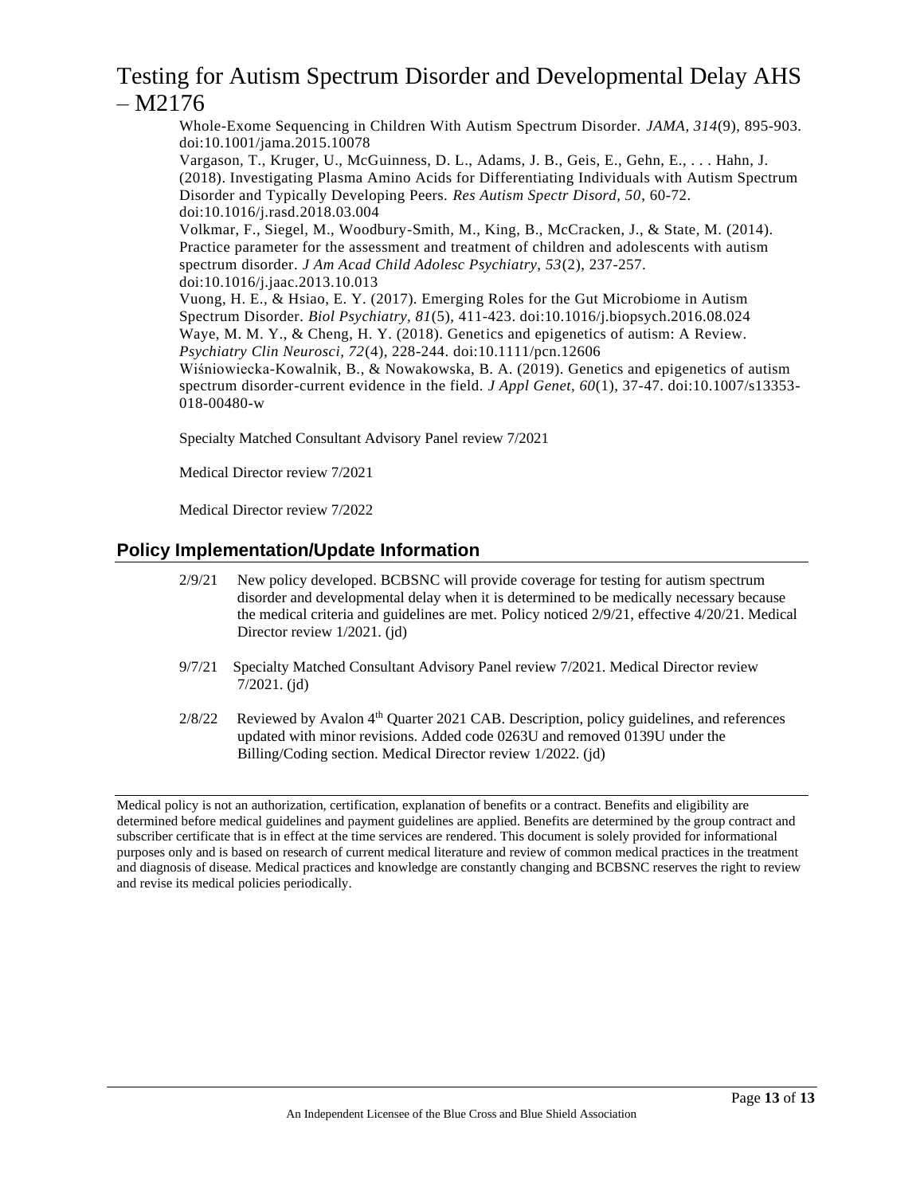Whole-Exome Sequencing in Children With Autism Spectrum Disorder. *JAMA, 314*(9), 895-903. doi:10.1001/jama.2015.10078

Vargason, T., Kruger, U., McGuinness, D. L., Adams, J. B., Geis, E., Gehn, E., . . . Hahn, J. (2018). Investigating Plasma Amino Acids for Differentiating Individuals with Autism Spectrum Disorder and Typically Developing Peers. *Res Autism Spectr Disord, 50*, 60-72. doi:10.1016/j.rasd.2018.03.004

Volkmar, F., Siegel, M., Woodbury-Smith, M., King, B., McCracken, J., & State, M. (2014). Practice parameter for the assessment and treatment of children and adolescents with autism spectrum disorder. *J Am Acad Child Adolesc Psychiatry, 53*(2), 237-257. doi:10.1016/j.jaac.2013.10.013

Vuong, H. E., & Hsiao, E. Y. (2017). Emerging Roles for the Gut Microbiome in Autism Spectrum Disorder. *Biol Psychiatry, 81*(5), 411-423. doi:10.1016/j.biopsych.2016.08.024

Waye, M. M. Y., & Cheng, H. Y. (2018). Genetics and epigenetics of autism: A Review. *Psychiatry Clin Neurosci, 72*(4), 228-244. doi:10.1111/pcn.12606

Wiśniowiecka-Kowalnik, B., & Nowakowska, B. A. (2019). Genetics and epigenetics of autism spectrum disorder-current evidence in the field. *J Appl Genet, 60*(1), 37-47. doi:10.1007/s13353-018-00480-w

Specialty Matched Consultant Advisory Panel review 7/2021

Medical Director review 7/2021

Medical Director review 7/2022

## Policy Implementation/Update Information

2/9/21 New policy developed. BCBSNC will provide coverage for testing for autism spectrum disorder and developmental delay when it is determined to be medically necessary because the medical criteria and guidelines are met. Policy noticed 2/9/21, effective 4/20/21. Medical Director review 1/2021. (jd)

9/7/21 Specialty Matched Consultant Advisory Panel review 7/2021. Medical Director review 7/2021. (jd)

2/8/22 Reviewed by Avalon 4th Quarter 2021 CAB. Description, policy guidelines, and references updated with minor revisions. Added code 0263U and removed 0139U under the Billing/Coding section. Medical Director review 1/2022. (jd)

Medical policy is not an authorization, certification, explanation of benefits or a contract. Benefits and eligibility are determined before medical guidelines and payment guidelines are applied. Benefits are determined by the group contract and subscriber certificate that is in effect at the time services are rendered. This document is solely provided for informational purposes only and is based on research of current medical literature and review of common medical practices in the treatment and diagnosis of disease. Medical practices and knowledge are constantly changing and BCBSNC reserves the right to review and revise its medical policies periodically.